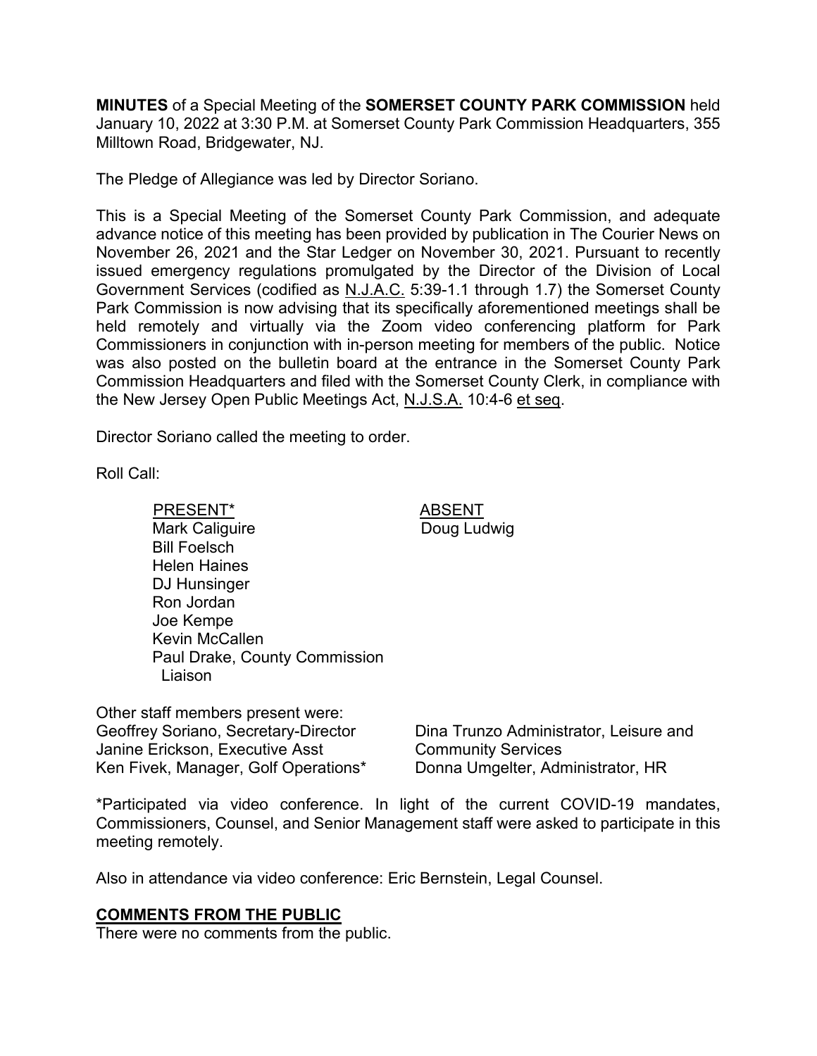**MINUTES** of a Special Meeting of the **SOMERSET COUNTY PARK COMMISSION** held January 10, 2022 at 3:30 P.M. at Somerset County Park Commission Headquarters, 355 Milltown Road, Bridgewater, NJ.

The Pledge of Allegiance was led by Director Soriano.

This is a Special Meeting of the Somerset County Park Commission, and adequate advance notice of this meeting has been provided by publication in The Courier News on November 26, 2021 and the Star Ledger on November 30, 2021. Pursuant to recently issued emergency regulations promulgated by the Director of the Division of Local Government Services (codified as N.J.A.C. 5:39-1.1 through 1.7) the Somerset County Park Commission is now advising that its specifically aforementioned meetings shall be held remotely and virtually via the Zoom video conferencing platform for Park Commissioners in conjunction with in-person meeting for members of the public. Notice was also posted on the bulletin board at the entrance in the Somerset County Park Commission Headquarters and filed with the Somerset County Clerk, in compliance with the New Jersey Open Public Meetings Act, N.J.S.A. 10:4-6 et seq.

Director Soriano called the meeting to order.

Roll Call:

| PRESENT* | ABSENT |
|---|---|
| Mark Caliguire | Doug Ludwig |
| Bill Foelsch | |
| Helen Haines | |
| DJ Hunsinger | |
| Ron Jordan | |
| Joe Kempe | |
| Kevin McCallen | |
| Paul Drake, County Commission Liaison | |

Other staff members present were:

| | |
|---|---|
| Geoffrey Soriano, Secretary-Director | Dina Trunzo Administrator, Leisure and Community Services |
| Janine Erickson, Executive Asst | Donna Umgelter, Administrator, HR |
| Ken Fivek, Manager, Golf Operations* | |

*Participated via video conference. In light of the current COVID-19 mandates, Commissioners, Counsel, and Senior Management staff were asked to participate in this meeting remotely.

Also in attendance via video conference: Eric Bernstein, Legal Counsel.

## COMMENTS FROM THE PUBLIC

There were no comments from the public.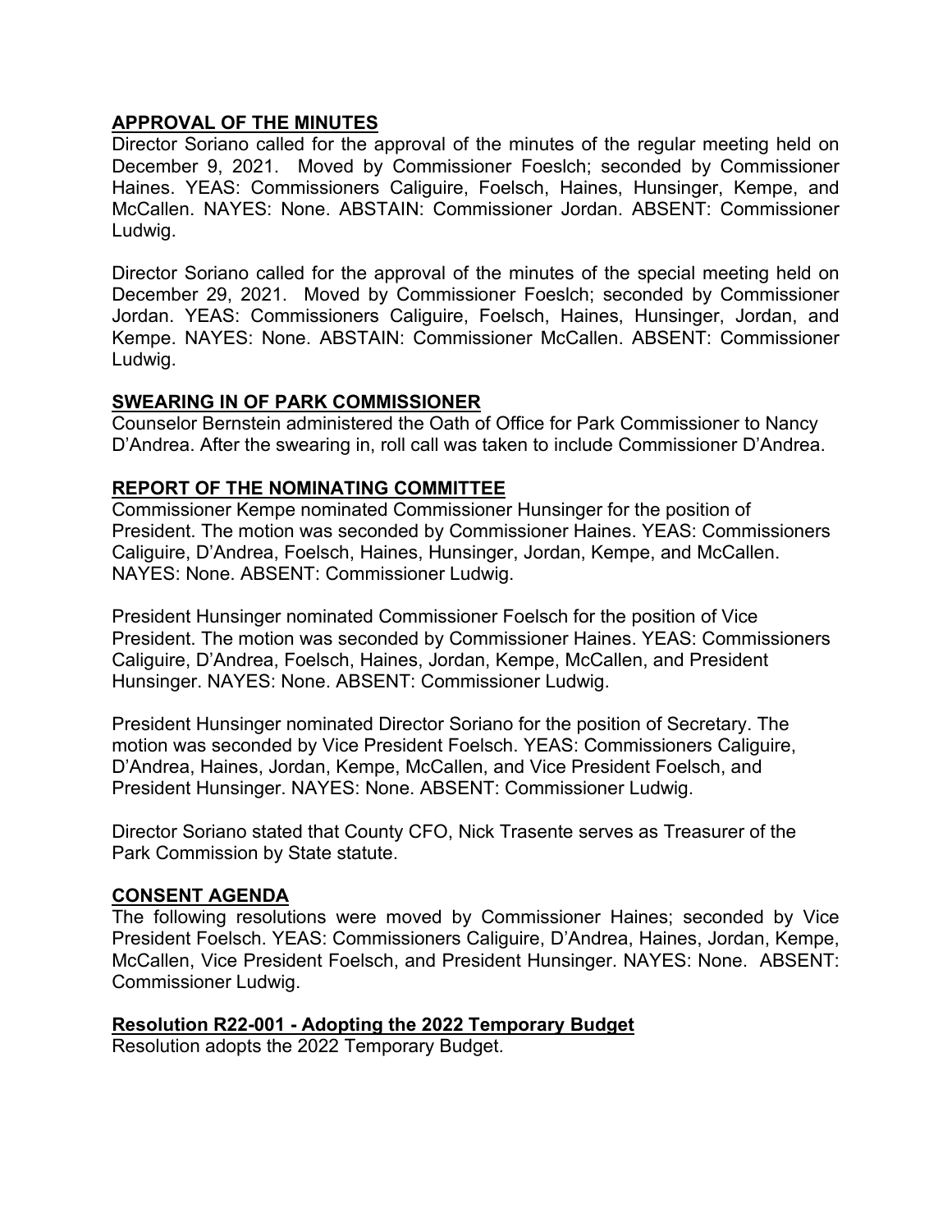**APPROVAL OF THE MINUTES**

Director Soriano called for the approval of the minutes of the regular meeting held on December 9, 2021. Moved by Commissioner Foeslch; seconded by Commissioner Haines. YEAS: Commissioners Caliguire, Foelsch, Haines, Hunsinger, Kempe, and McCallen. NAYES: None. ABSTAIN: Commissioner Jordan. ABSENT: Commissioner Ludwig.

Director Soriano called for the approval of the minutes of the special meeting held on December 29, 2021. Moved by Commissioner Foeslch; seconded by Commissioner Jordan. YEAS: Commissioners Caliguire, Foelsch, Haines, Hunsinger, Jordan, and Kempe. NAYES: None. ABSTAIN: Commissioner McCallen. ABSENT: Commissioner Ludwig.

**SWEARING IN OF PARK COMMISSIONER**

Counselor Bernstein administered the Oath of Office for Park Commissioner to Nancy D'Andrea. After the swearing in, roll call was taken to include Commissioner D'Andrea.

**REPORT OF THE NOMINATING COMMITTEE**

Commissioner Kempe nominated Commissioner Hunsinger for the position of President. The motion was seconded by Commissioner Haines. YEAS: Commissioners Caliguire, D'Andrea, Foelsch, Haines, Hunsinger, Jordan, Kempe, and McCallen. NAYES: None. ABSENT: Commissioner Ludwig.

President Hunsinger nominated Commissioner Foelsch for the position of Vice President. The motion was seconded by Commissioner Haines. YEAS: Commissioners Caliguire, D'Andrea, Foelsch, Haines, Jordan, Kempe, McCallen, and President Hunsinger. NAYES: None. ABSENT: Commissioner Ludwig.

President Hunsinger nominated Director Soriano for the position of Secretary. The motion was seconded by Vice President Foelsch. YEAS: Commissioners Caliguire, D'Andrea, Haines, Jordan, Kempe, McCallen, and Vice President Foelsch, and President Hunsinger. NAYES: None. ABSENT: Commissioner Ludwig.

Director Soriano stated that County CFO, Nick Trasente serves as Treasurer of the Park Commission by State statute.

**CONSENT AGENDA**

The following resolutions were moved by Commissioner Haines; seconded by Vice President Foelsch. YEAS: Commissioners Caliguire, D'Andrea, Haines, Jordan, Kempe, McCallen, Vice President Foelsch, and President Hunsinger. NAYES: None. ABSENT: Commissioner Ludwig.

**Resolution R22-001 - Adopting the 2022 Temporary Budget**

Resolution adopts the 2022 Temporary Budget.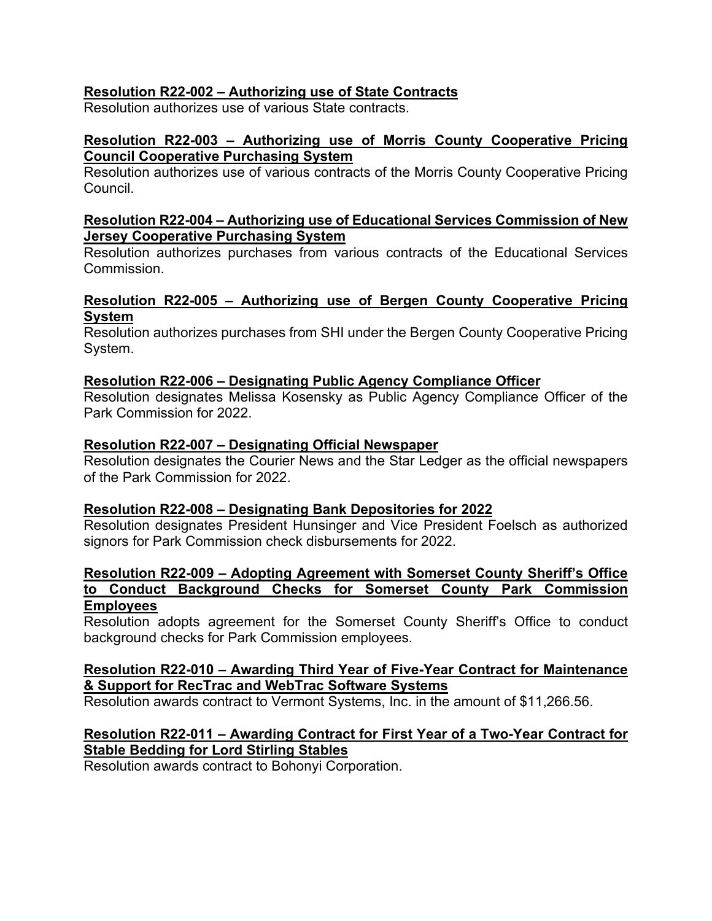**Resolution R22-002 – Authorizing use of State Contracts**
Resolution authorizes use of various State contracts.

**Resolution R22-003 – Authorizing use of Morris County Cooperative Pricing Council Cooperative Purchasing System**
Resolution authorizes use of various contracts of the Morris County Cooperative Pricing Council.

**Resolution R22-004 – Authorizing use of Educational Services Commission of New Jersey Cooperative Purchasing System**
Resolution authorizes purchases from various contracts of the Educational Services Commission.

**Resolution R22-005 – Authorizing use of Bergen County Cooperative Pricing System**
Resolution authorizes purchases from SHI under the Bergen County Cooperative Pricing System.

**Resolution R22-006 – Designating Public Agency Compliance Officer**
Resolution designates Melissa Kosensky as Public Agency Compliance Officer of the Park Commission for 2022.

**Resolution R22-007 – Designating Official Newspaper**
Resolution designates the Courier News and the Star Ledger as the official newspapers of the Park Commission for 2022.

**Resolution R22-008 – Designating Bank Depositories for 2022**
Resolution designates President Hunsinger and Vice President Foelsch as authorized signors for Park Commission check disbursements for 2022.

**Resolution R22-009 – Adopting Agreement with Somerset County Sheriff's Office to Conduct Background Checks for Somerset County Park Commission Employees**
Resolution adopts agreement for the Somerset County Sheriff's Office to conduct background checks for Park Commission employees.

**Resolution R22-010 – Awarding Third Year of Five-Year Contract for Maintenance & Support for RecTrac and WebTrac Software Systems**
Resolution awards contract to Vermont Systems, Inc. in the amount of $11,266.56.

**Resolution R22-011 – Awarding Contract for First Year of a Two-Year Contract for Stable Bedding for Lord Stirling Stables**
Resolution awards contract to Bohonyi Corporation.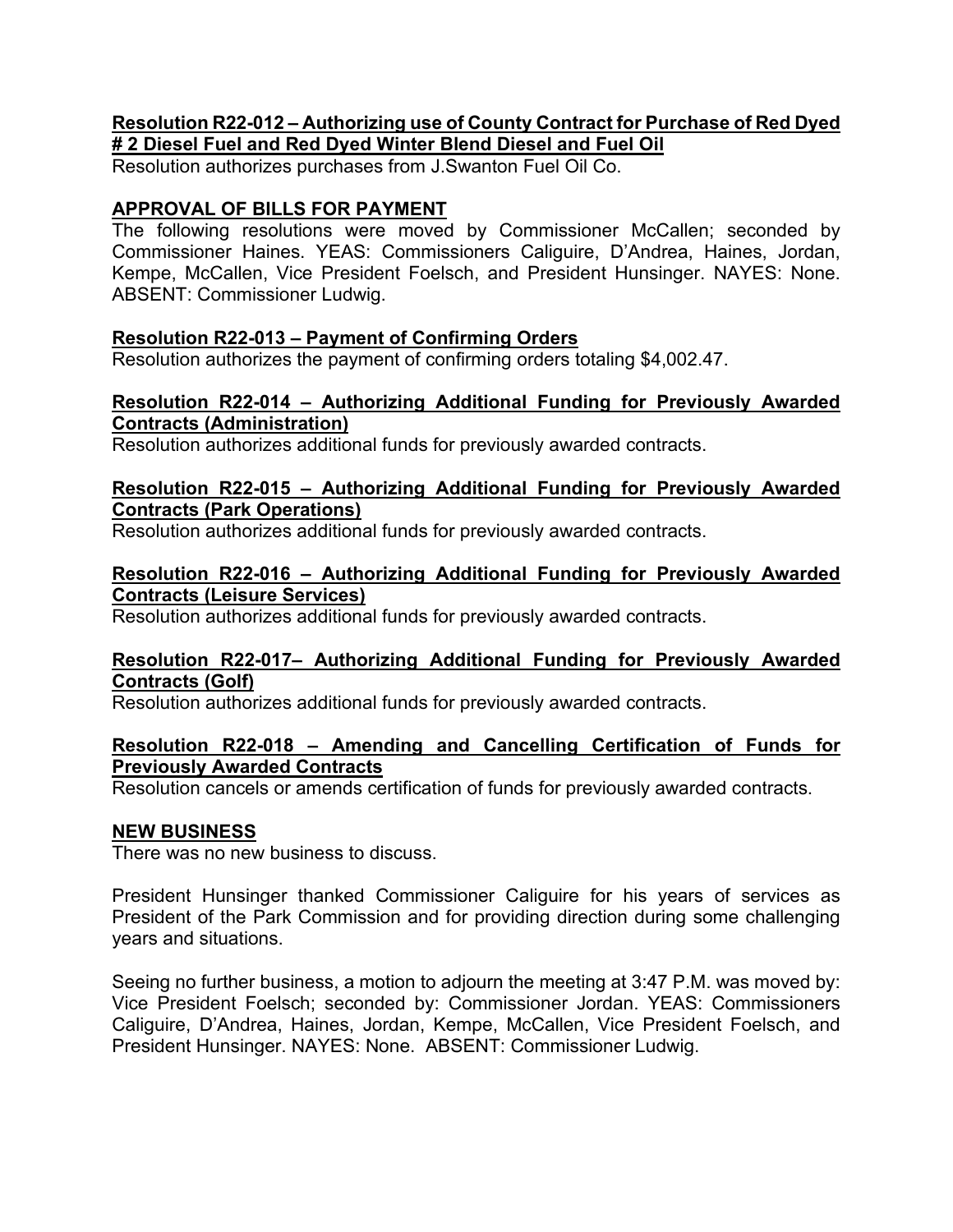**Resolution R22-012 – Authorizing use of County Contract for Purchase of Red Dyed # 2 Diesel Fuel and Red Dyed Winter Blend Diesel and Fuel Oil**

Resolution authorizes purchases from J.Swanton Fuel Oil Co.

**APPROVAL OF BILLS FOR PAYMENT**

The following resolutions were moved by Commissioner McCallen; seconded by Commissioner Haines. YEAS: Commissioners Caliguire, D'Andrea, Haines, Jordan, Kempe, McCallen, Vice President Foelsch, and President Hunsinger. NAYES: None. ABSENT: Commissioner Ludwig.

**Resolution R22-013 – Payment of Confirming Orders**

Resolution authorizes the payment of confirming orders totaling $4,002.47.

**Resolution R22-014 – Authorizing Additional Funding for Previously Awarded Contracts (Administration)**

Resolution authorizes additional funds for previously awarded contracts.

**Resolution R22-015 – Authorizing Additional Funding for Previously Awarded Contracts (Park Operations)**

Resolution authorizes additional funds for previously awarded contracts.

**Resolution R22-016 – Authorizing Additional Funding for Previously Awarded Contracts (Leisure Services)**

Resolution authorizes additional funds for previously awarded contracts.

**Resolution R22-017– Authorizing Additional Funding for Previously Awarded Contracts (Golf)**

Resolution authorizes additional funds for previously awarded contracts.

**Resolution R22-018 – Amending and Cancelling Certification of Funds for Previously Awarded Contracts**

Resolution cancels or amends certification of funds for previously awarded contracts.

**NEW BUSINESS**

There was no new business to discuss.

President Hunsinger thanked Commissioner Caliguire for his years of services as President of the Park Commission and for providing direction during some challenging years and situations.

Seeing no further business, a motion to adjourn the meeting at 3:47 P.M. was moved by: Vice President Foelsch; seconded by: Commissioner Jordan. YEAS: Commissioners Caliguire, D'Andrea, Haines, Jordan, Kempe, McCallen, Vice President Foelsch, and President Hunsinger. NAYES: None. ABSENT: Commissioner Ludwig.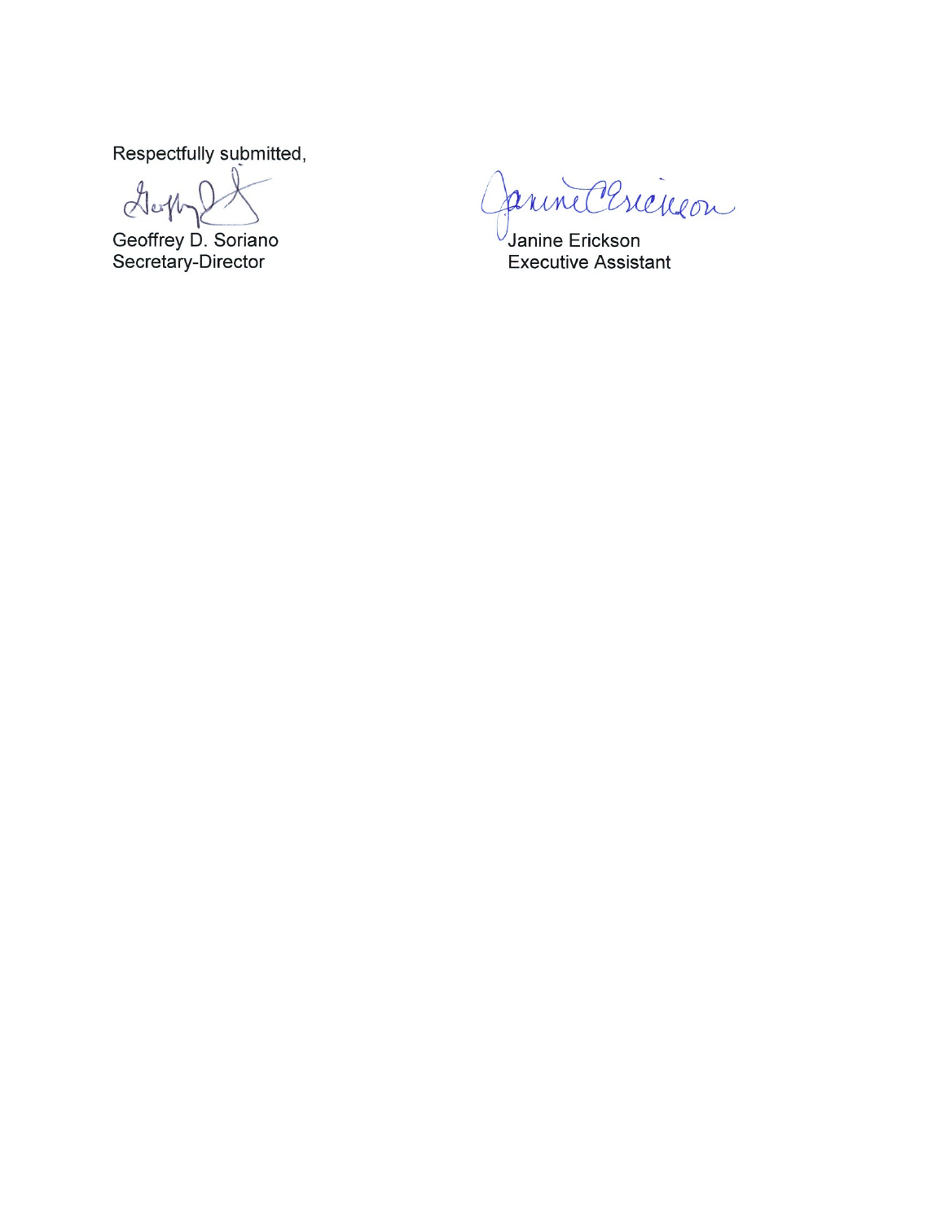Respectfully submitted,

Geoffrey D. Soriano
Secretary-Director

Janine Erickson
Executive Assistant